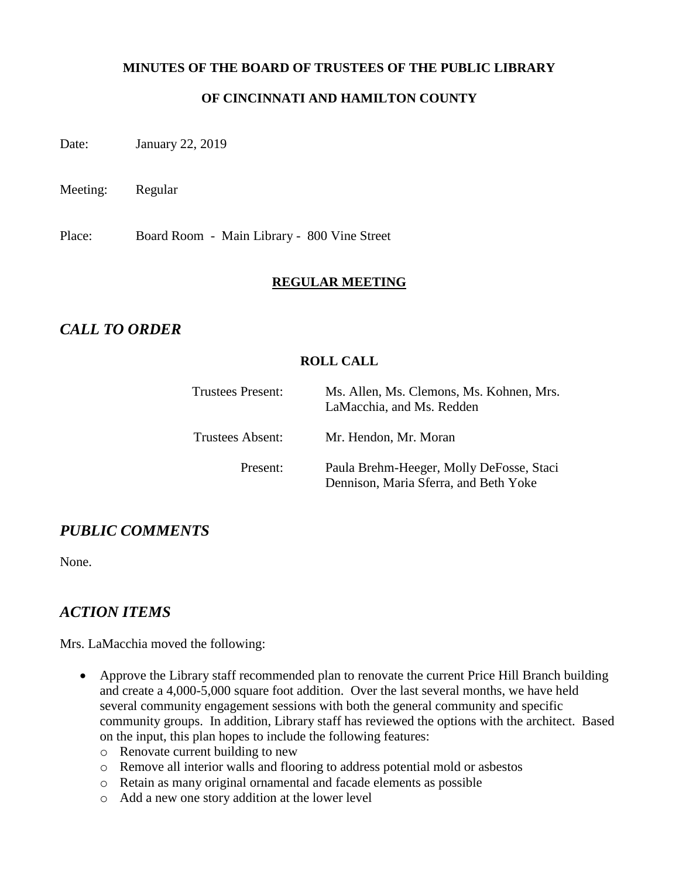**MINUTES OF THE BOARD OF TRUSTEES OF THE PUBLIC LIBRARY**

**OF CINCINNATI AND HAMILTON COUNTY**

Date: January 22, 2019

Meeting: Regular

Place: Board Room - Main Library - 800 Vine Street

**REGULAR MEETING**

## *CALL TO ORDER*

**ROLL CALL**

| | |
|---|---|
| Trustees Present: | Ms. Allen, Ms. Clemons, Ms. Kohnen, Mrs. LaMacchia, and Ms. Redden |
| Trustees Absent: | Mr. Hendon, Mr. Moran |
| Present: | Paula Brehm-Heeger, Molly DeFosse, Staci Dennison, Maria Sferra, and Beth Yoke |

## *PUBLIC COMMENTS*

None.

## *ACTION ITEMS*

Mrs. LaMacchia moved the following:

- Approve the Library staff recommended plan to renovate the current Price Hill Branch building and create a 4,000-5,000 square foot addition. Over the last several months, we have held several community engagement sessions with both the general community and specific community groups. In addition, Library staff has reviewed the options with the architect. Based on the input, this plan hopes to include the following features:
  - Renovate current building to new
  - Remove all interior walls and flooring to address potential mold or asbestos
  - Retain as many original ornamental and facade elements as possible
  - Add a new one story addition at the lower level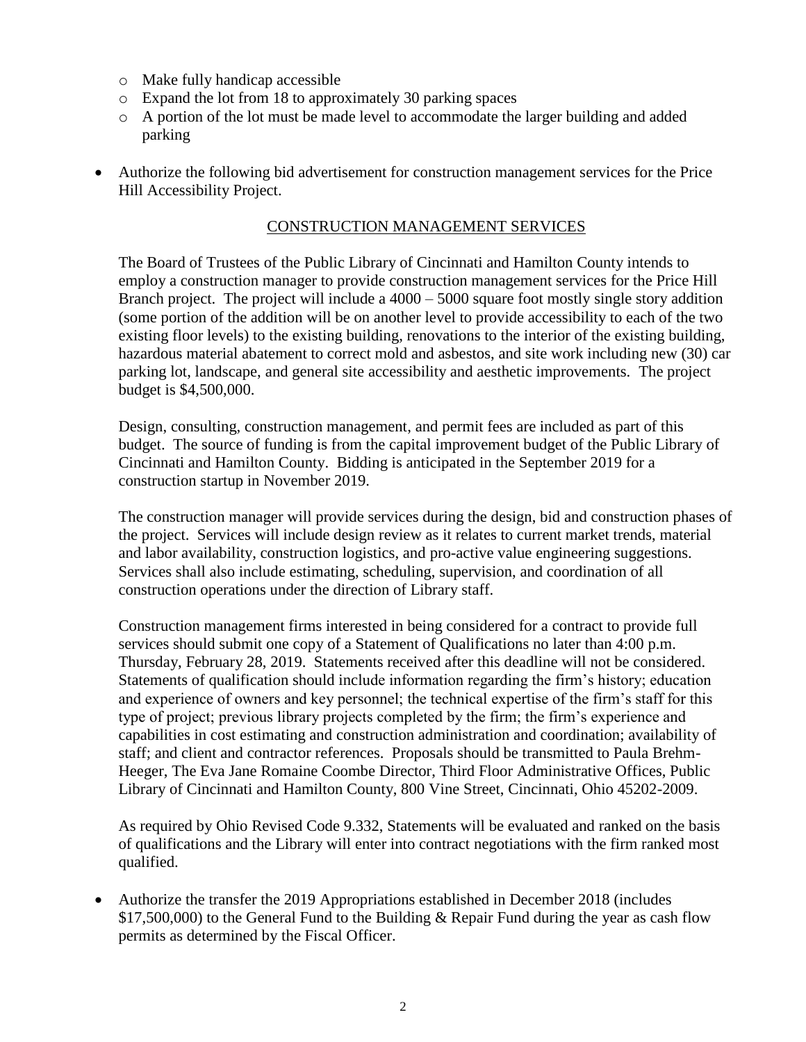- Make fully handicap accessible
  - Expand the lot from 18 to approximately 30 parking spaces
  - A portion of the lot must be made level to accommodate the larger building and added parking

- Authorize the following bid advertisement for construction management services for the Price Hill Accessibility Project.

  <u>CONSTRUCTION MANAGEMENT SERVICES</u>

  The Board of Trustees of the Public Library of Cincinnati and Hamilton County intends to employ a construction manager to provide construction management services for the Price Hill Branch project. The project will include a 4000 – 5000 square foot mostly single story addition (some portion of the addition will be on another level to provide accessibility to each of the two existing floor levels) to the existing building, renovations to the interior of the existing building, hazardous material abatement to correct mold and asbestos, and site work including new (30) car parking lot, landscape, and general site accessibility and aesthetic improvements. The project budget is $4,500,000.

  Design, consulting, construction management, and permit fees are included as part of this budget. The source of funding is from the capital improvement budget of the Public Library of Cincinnati and Hamilton County. Bidding is anticipated in the September 2019 for a construction startup in November 2019.

  The construction manager will provide services during the design, bid and construction phases of the project. Services will include design review as it relates to current market trends, material and labor availability, construction logistics, and pro-active value engineering suggestions. Services shall also include estimating, scheduling, supervision, and coordination of all construction operations under the direction of Library staff.

  Construction management firms interested in being considered for a contract to provide full services should submit one copy of a Statement of Qualifications no later than 4:00 p.m. Thursday, February 28, 2019. Statements received after this deadline will not be considered. Statements of qualification should include information regarding the firm's history; education and experience of owners and key personnel; the technical expertise of the firm's staff for this type of project; previous library projects completed by the firm; the firm's experience and capabilities in cost estimating and construction administration and coordination; availability of staff; and client and contractor references. Proposals should be transmitted to Paula Brehm-Heeger, The Eva Jane Romaine Coombe Director, Third Floor Administrative Offices, Public Library of Cincinnati and Hamilton County, 800 Vine Street, Cincinnati, Ohio 45202-2009.

  As required by Ohio Revised Code 9.332, Statements will be evaluated and ranked on the basis of qualifications and the Library will enter into contract negotiations with the firm ranked most qualified.

- Authorize the transfer the 2019 Appropriations established in December 2018 (includes $17,500,000) to the General Fund to the Building & Repair Fund during the year as cash flow permits as determined by the Fiscal Officer.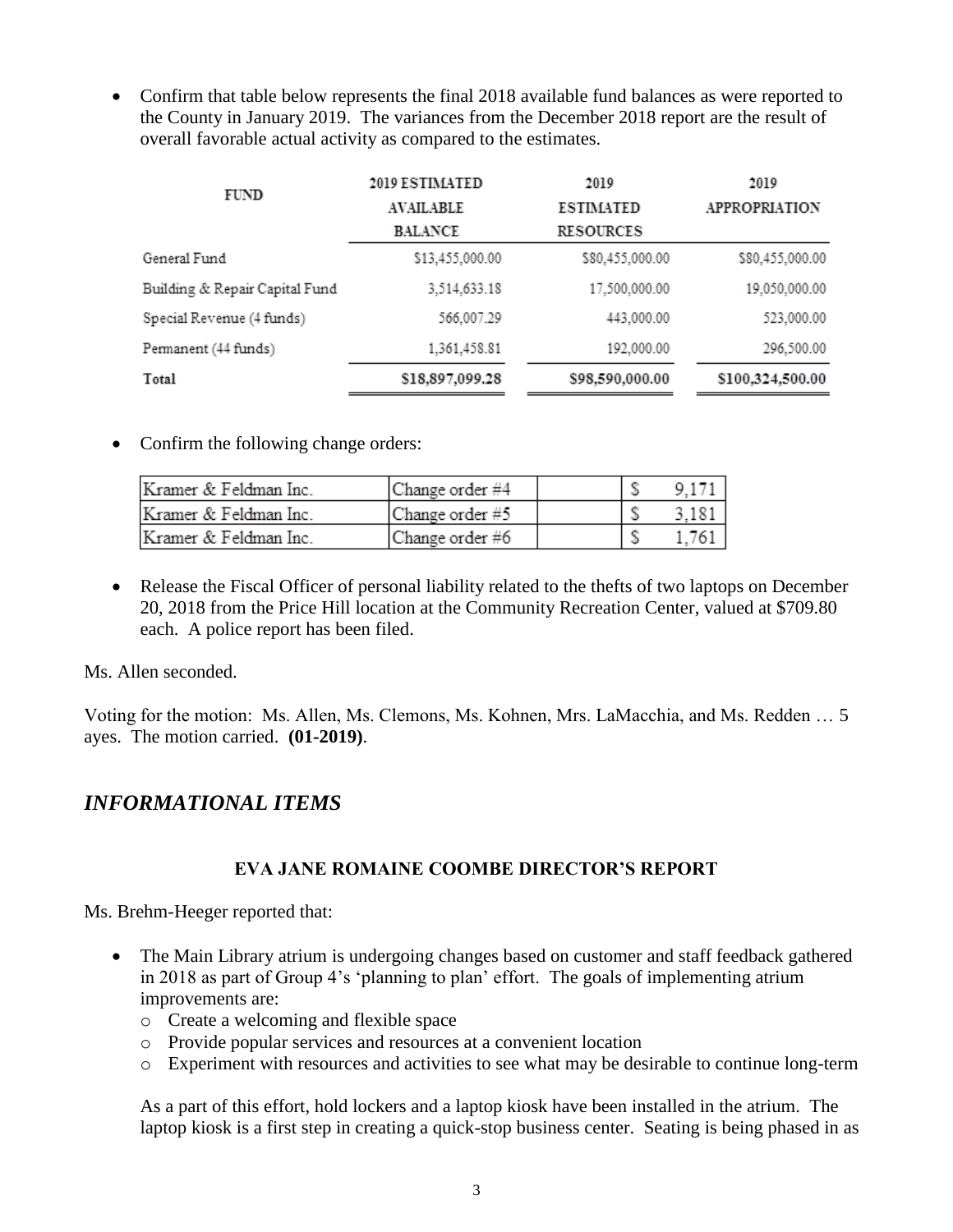- Confirm that table below represents the final 2018 available fund balances as were reported to the County in January 2019. The variances from the December 2018 report are the result of overall favorable actual activity as compared to the estimates.

| FUND | 2019 ESTIMATED AVAILABLE BALANCE | 2019 ESTIMATED RESOURCES | 2019 APPROPRIATION |
|---|---|---|---|
| General Fund | $13,455,000.00 | $80,455,000.00 | $80,455,000.00 |
| Building & Repair Capital Fund | 3,514,633.18 | 17,500,000.00 | 19,050,000.00 |
| Special Revenue (4 funds) | 566,007.29 | 443,000.00 | 523,000.00 |
| Permanent (44 funds) | 1,361,458.81 | 192,000.00 | 296,500.00 |
| **Total** | **$18,897,099.28** | **$98,590,000.00** | **$100,324,500.00** |

- Confirm the following change orders:

| | | | |
|---|---|---|---|
| Kramer & Feldman Inc. | Change order #4 | | $ 9,171 |
| Kramer & Feldman Inc. | Change order #5 | | $ 3,181 |
| Kramer & Feldman Inc. | Change order #6 | | $ 1,761 |

- Release the Fiscal Officer of personal liability related to the thefts of two laptops on December 20, 2018 from the Price Hill location at the Community Recreation Center, valued at $709.80 each. A police report has been filed.

Ms. Allen seconded.

Voting for the motion: Ms. Allen, Ms. Clemons, Ms. Kohnen, Mrs. LaMacchia, and Ms. Redden … 5 ayes. The motion carried. **(01-2019)**.

## *INFORMATIONAL ITEMS*

### EVA JANE ROMAINE COOMBE DIRECTOR'S REPORT

Ms. Brehm-Heeger reported that:

- The Main Library atrium is undergoing changes based on customer and staff feedback gathered in 2018 as part of Group 4's 'planning to plan' effort. The goals of implementing atrium improvements are:
  - Create a welcoming and flexible space
  - Provide popular services and resources at a convenient location
  - Experiment with resources and activities to see what may be desirable to continue long-term

  As a part of this effort, hold lockers and a laptop kiosk have been installed in the atrium. The laptop kiosk is a first step in creating a quick-stop business center. Seating is being phased in as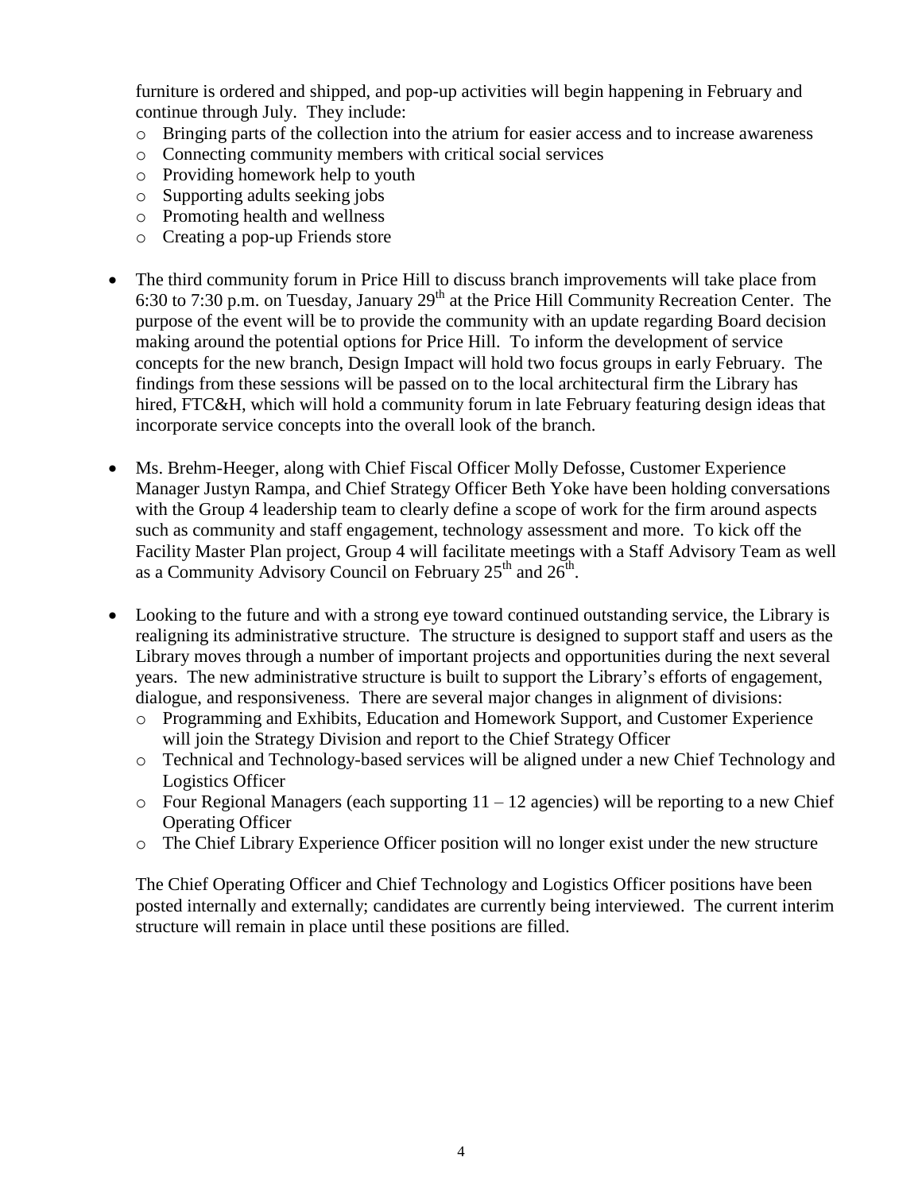furniture is ordered and shipped, and pop-up activities will begin happening in February and continue through July. They include:

- Bringing parts of the collection into the atrium for easier access and to increase awareness
- Connecting community members with critical social services
- Providing homework help to youth
- Supporting adults seeking jobs
- Promoting health and wellness
- Creating a pop-up Friends store

- The third community forum in Price Hill to discuss branch improvements will take place from 6:30 to 7:30 p.m. on Tuesday, January 29th at the Price Hill Community Recreation Center. The purpose of the event will be to provide the community with an update regarding Board decision making around the potential options for Price Hill. To inform the development of service concepts for the new branch, Design Impact will hold two focus groups in early February. The findings from these sessions will be passed on to the local architectural firm the Library has hired, FTC&H, which will hold a community forum in late February featuring design ideas that incorporate service concepts into the overall look of the branch.

- Ms. Brehm-Heeger, along with Chief Fiscal Officer Molly Defosse, Customer Experience Manager Justyn Rampa, and Chief Strategy Officer Beth Yoke have been holding conversations with the Group 4 leadership team to clearly define a scope of work for the firm around aspects such as community and staff engagement, technology assessment and more. To kick off the Facility Master Plan project, Group 4 will facilitate meetings with a Staff Advisory Team as well as a Community Advisory Council on February 25th and 26th.

- Looking to the future and with a strong eye toward continued outstanding service, the Library is realigning its administrative structure. The structure is designed to support staff and users as the Library moves through a number of important projects and opportunities during the next several years. The new administrative structure is built to support the Library's efforts of engagement, dialogue, and responsiveness. There are several major changes in alignment of divisions:
  - Programming and Exhibits, Education and Homework Support, and Customer Experience will join the Strategy Division and report to the Chief Strategy Officer
  - Technical and Technology-based services will be aligned under a new Chief Technology and Logistics Officer
  - Four Regional Managers (each supporting 11 – 12 agencies) will be reporting to a new Chief Operating Officer
  - The Chief Library Experience Officer position will no longer exist under the new structure

  The Chief Operating Officer and Chief Technology and Logistics Officer positions have been posted internally and externally; candidates are currently being interviewed. The current interim structure will remain in place until these positions are filled.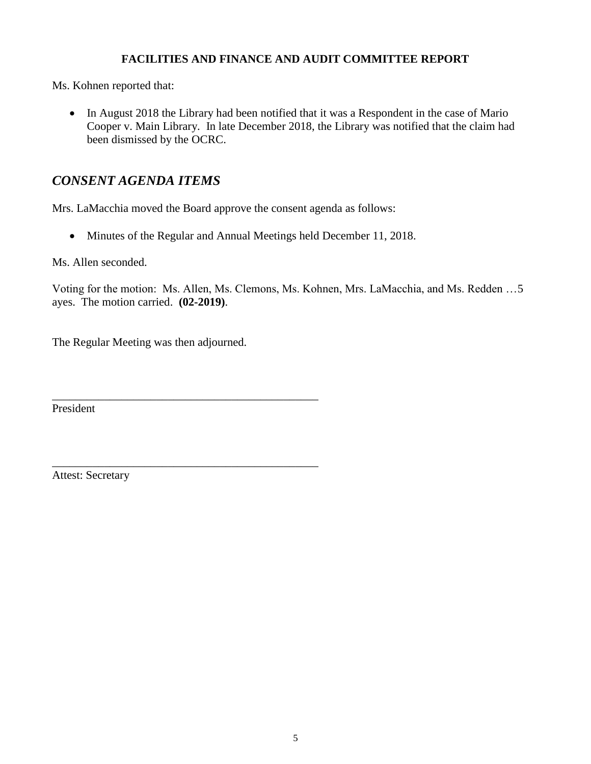**FACILITIES AND FINANCE AND AUDIT COMMITTEE REPORT**

Ms. Kohnen reported that:

- In August 2018 the Library had been notified that it was a Respondent in the case of Mario Cooper v. Main Library. In late December 2018, the Library was notified that the claim had been dismissed by the OCRC.

## *CONSENT AGENDA ITEMS*

Mrs. LaMacchia moved the Board approve the consent agenda as follows:

- Minutes of the Regular and Annual Meetings held December 11, 2018.

Ms. Allen seconded.

Voting for the motion: Ms. Allen, Ms. Clemons, Ms. Kohnen, Mrs. LaMacchia, and Ms. Redden …5 ayes. The motion carried. **(02-2019)**.

The Regular Meeting was then adjourned.

_______________________________________________
President

_______________________________________________
Attest: Secretary